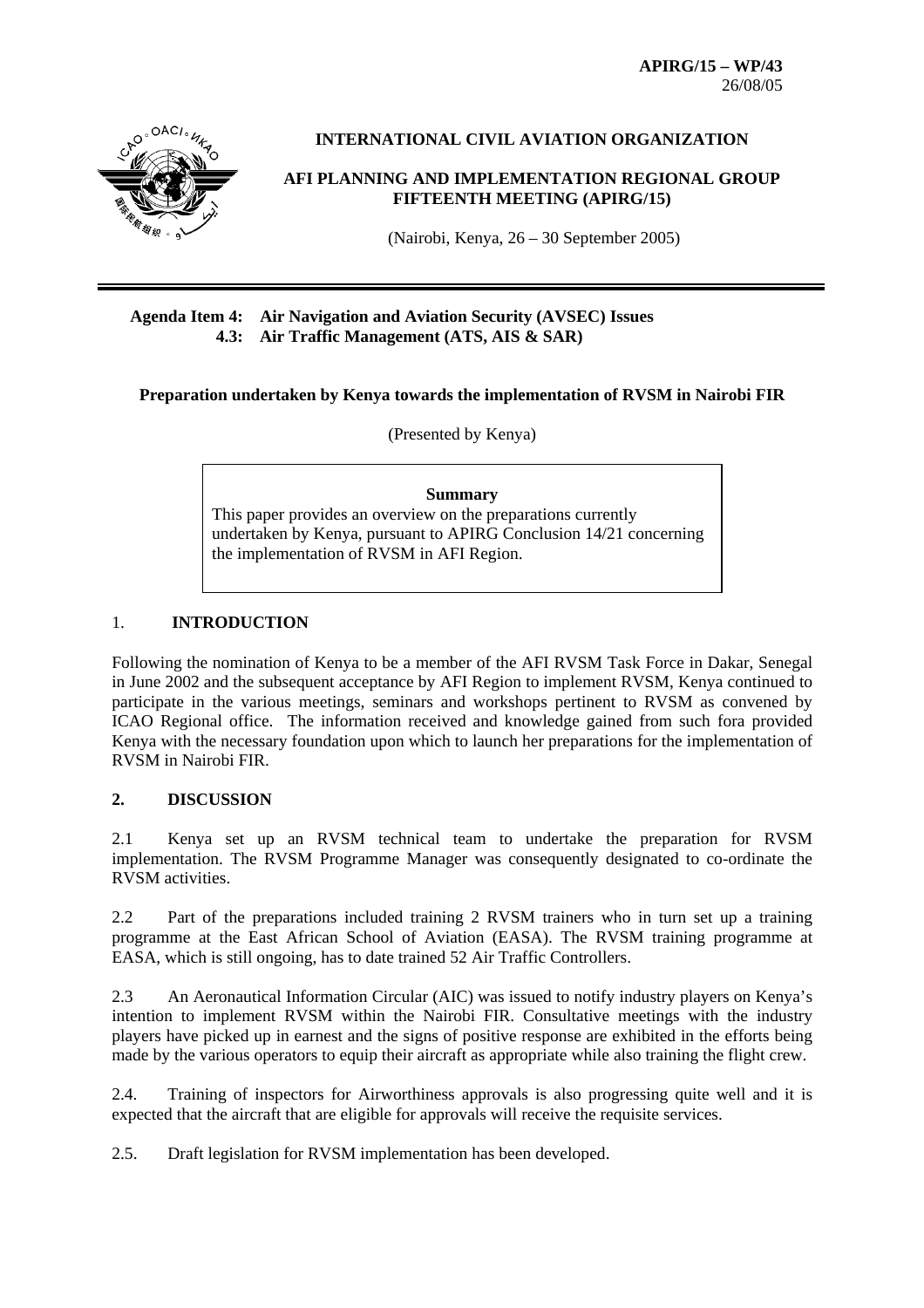**APIRG/15 – WP/43**
26/08/05

**INTERNATIONAL CIVIL AVIATION ORGANIZATION**

**AFI PLANNING AND IMPLEMENTATION REGIONAL GROUP FIFTEENTH MEETING (APIRG/15)**

(Nairobi, Kenya, 26 – 30 September 2005)

---

**Agenda Item 4: Air Navigation and Aviation Security (AVSEC) Issues**
**4.3: Air Traffic Management (ATS, AIS & SAR)**

**Preparation undertaken by Kenya towards the implementation of RVSM in Nairobi FIR**

(Presented by Kenya)

> **Summary**
>
> This paper provides an overview on the preparations currently undertaken by Kenya, pursuant to APIRG Conclusion 14/21 concerning the implementation of RVSM in AFI Region.

## 1. INTRODUCTION

Following the nomination of Kenya to be a member of the AFI RVSM Task Force in Dakar, Senegal in June 2002 and the subsequent acceptance by AFI Region to implement RVSM, Kenya continued to participate in the various meetings, seminars and workshops pertinent to RVSM as convened by ICAO Regional office. The information received and knowledge gained from such fora provided Kenya with the necessary foundation upon which to launch her preparations for the implementation of RVSM in Nairobi FIR.

## 2. DISCUSSION

2.1 Kenya set up an RVSM technical team to undertake the preparation for RVSM implementation. The RVSM Programme Manager was consequently designated to co-ordinate the RVSM activities.

2.2 Part of the preparations included training 2 RVSM trainers who in turn set up a training programme at the East African School of Aviation (EASA). The RVSM training programme at EASA, which is still ongoing, has to date trained 52 Air Traffic Controllers.

2.3 An Aeronautical Information Circular (AIC) was issued to notify industry players on Kenya's intention to implement RVSM within the Nairobi FIR. Consultative meetings with the industry players have picked up in earnest and the signs of positive response are exhibited in the efforts being made by the various operators to equip their aircraft as appropriate while also training the flight crew.

2.4. Training of inspectors for Airworthiness approvals is also progressing quite well and it is expected that the aircraft that are eligible for approvals will receive the requisite services.

2.5. Draft legislation for RVSM implementation has been developed.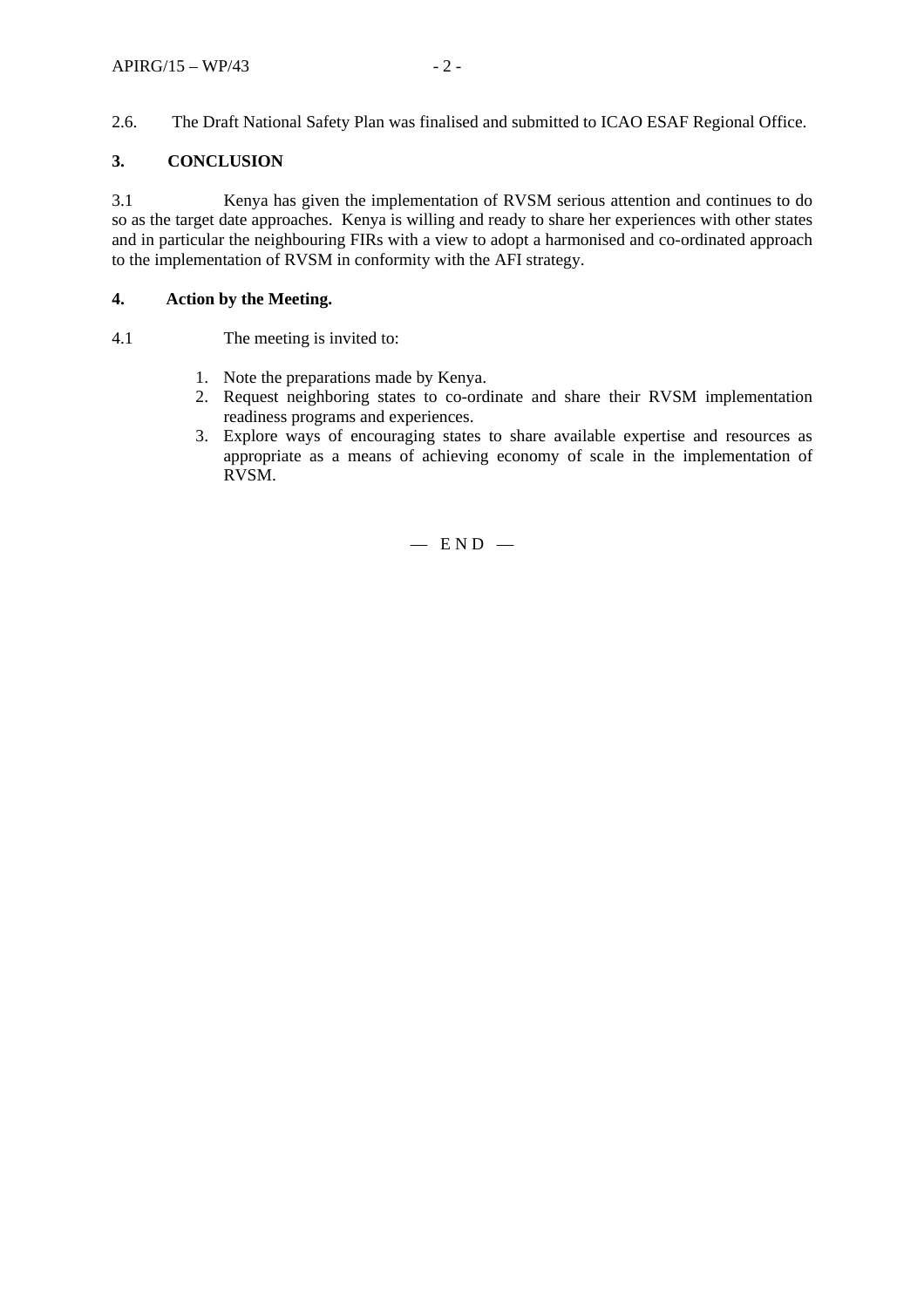2.6. The Draft National Safety Plan was finalised and submitted to ICAO ESAF Regional Office.

## 3. CONCLUSION

3.1 Kenya has given the implementation of RVSM serious attention and continues to do so as the target date approaches. Kenya is willing and ready to share her experiences with other states and in particular the neighbouring FIRs with a view to adopt a harmonised and co-ordinated approach to the implementation of RVSM in conformity with the AFI strategy.

## 4. Action by the Meeting.

4.1 The meeting is invited to:

1. Note the preparations made by Kenya.
2. Request neighboring states to co-ordinate and share their RVSM implementation readiness programs and experiences.
3. Explore ways of encouraging states to share available expertise and resources as appropriate as a means of achieving economy of scale in the implementation of RVSM.

— E N D —